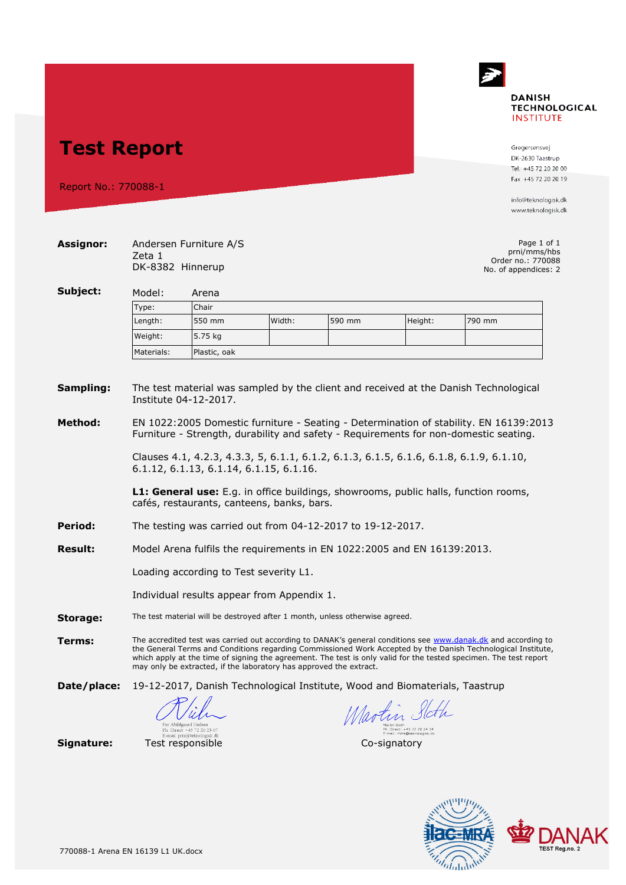# Test Report

Report No.: 770088-1

**DANISH TECHNOLOGICAL INSTITUTE**

Gregersensvej
DK-2630 Taastrup
Tel. +45 72 20 20 00
Fax +45 72 20 20 19

info@teknologisk.dk
www.teknologisk.dk

**Assignor:** Andersen Furniture A/S
Zeta 1
DK-8382 Hinnerup

Page 1 of 1
prni/mms/hbs
Order no.: 770088
No. of appendices: 2

**Subject:** Model: Arena

| Type: | Chair | | | | |
|---|---|---|---|---|---|
| Length: | 550 mm | Width: | 590 mm | Height: | 790 mm |
| Weight: | 5.75 kg | | | | |
| Materials: | Plastic, oak | | | | |

**Sampling:** The test material was sampled by the client and received at the Danish Technological Institute 04-12-2017.

**Method:** EN 1022:2005 Domestic furniture - Seating - Determination of stability. EN 16139:2013 Furniture - Strength, durability and safety - Requirements for non-domestic seating.

Clauses 4.1, 4.2.3, 4.3.3, 5, 6.1.1, 6.1.2, 6.1.3, 6.1.5, 6.1.6, 6.1.8, 6.1.9, 6.1.10, 6.1.12, 6.1.13, 6.1.14, 6.1.15, 6.1.16.

**L1: General use:** E.g. in office buildings, showrooms, public halls, function rooms, cafés, restaurants, canteens, banks, bars.

**Period:** The testing was carried out from 04-12-2017 to 19-12-2017.

**Result:** Model Arena fulfils the requirements in EN 1022:2005 and EN 16139:2013.

Loading according to Test severity L1.

Individual results appear from Appendix 1.

**Storage:** The test material will be destroyed after 1 month, unless otherwise agreed.

**Terms:** The accredited test was carried out according to DANAK's general conditions see www.danak.dk and according to the General Terms and Conditions regarding Commissioned Work Accepted by the Danish Technological Institute, which apply at the time of signing the agreement. The test is only valid for the tested specimen. The test report may only be extracted, if the laboratory has approved the extract.

**Date/place:** 19-12-2017, Danish Technological Institute, Wood and Biomaterials, Taastrup

**Signature:**

Per Abildgaard Nielsen
Ph. Direct: +45 72 20 23 07
E-mail: prni@teknologisk.dk
Test responsible

Martin Sloth
Ph. Direct: +45 72 20 24 34
E-mail: mms@teknologisk.dk
Co-signatory

DANAK TEST Reg.no. 2

770088-1 Arena EN 16139 L1 UK.docx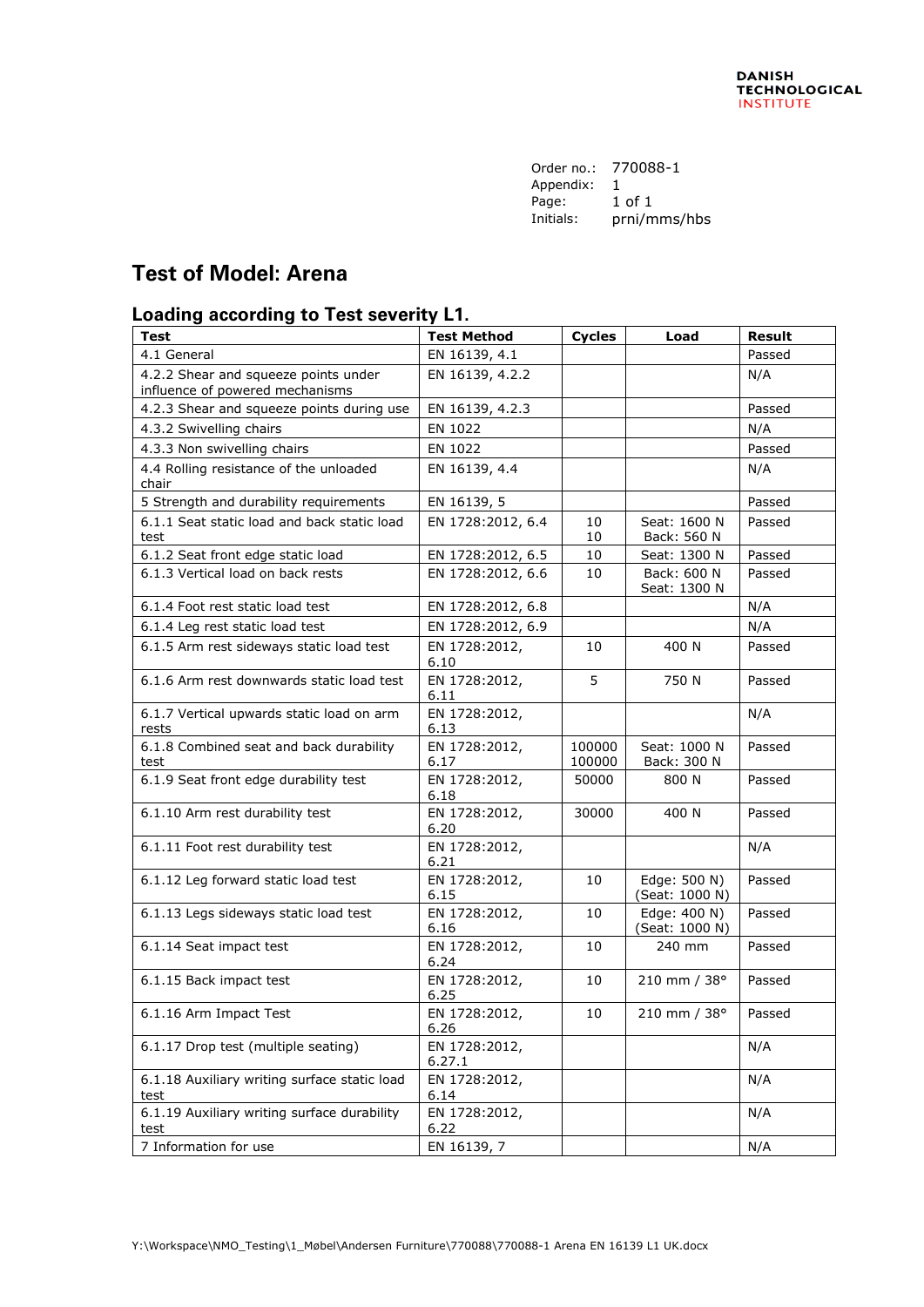DANISH TECHNOLOGICAL INSTITUTE

Order no.: 770088-1
Appendix: 1
Page: 1 of 1
Initials: prni/mms/hbs

## Test of Model: Arena

### Loading according to Test severity L1.

| Test | Test Method | Cycles | Load | Result |
|---|---|---|---|---|
| 4.1 General | EN 16139, 4.1 | | | Passed |
| 4.2.2 Shear and squeeze points under influence of powered mechanisms | EN 16139, 4.2.2 | | | N/A |
| 4.2.3 Shear and squeeze points during use | EN 16139, 4.2.3 | | | Passed |
| 4.3.2 Swivelling chairs | EN 1022 | | | N/A |
| 4.3.3 Non swivelling chairs | EN 1022 | | | Passed |
| 4.4 Rolling resistance of the unloaded chair | EN 16139, 4.4 | | | N/A |
| 5 Strength and durability requirements | EN 16139, 5 | | | Passed |
| 6.1.1 Seat static load and back static load test | EN 1728:2012, 6.4 | 10<br>10 | Seat: 1600 N<br>Back: 560 N | Passed |
| 6.1.2 Seat front edge static load | EN 1728:2012, 6.5 | 10 | Seat: 1300 N | Passed |
| 6.1.3 Vertical load on back rests | EN 1728:2012, 6.6 | 10 | Back: 600 N<br>Seat: 1300 N | Passed |
| 6.1.4 Foot rest static load test | EN 1728:2012, 6.8 | | | N/A |
| 6.1.4 Leg rest static load test | EN 1728:2012, 6.9 | | | N/A |
| 6.1.5 Arm rest sideways static load test | EN 1728:2012, 6.10 | 10 | 400 N | Passed |
| 6.1.6 Arm rest downwards static load test | EN 1728:2012, 6.11 | 5 | 750 N | Passed |
| 6.1.7 Vertical upwards static load on arm rests | EN 1728:2012, 6.13 | | | N/A |
| 6.1.8 Combined seat and back durability test | EN 1728:2012, 6.17 | 100000<br>100000 | Seat: 1000 N<br>Back: 300 N | Passed |
| 6.1.9 Seat front edge durability test | EN 1728:2012, 6.18 | 50000 | 800 N | Passed |
| 6.1.10 Arm rest durability test | EN 1728:2012, 6.20 | 30000 | 400 N | Passed |
| 6.1.11 Foot rest durability test | EN 1728:2012, 6.21 | | | N/A |
| 6.1.12 Leg forward static load test | EN 1728:2012, 6.15 | 10 | Edge: 500 N)<br>(Seat: 1000 N) | Passed |
| 6.1.13 Legs sideways static load test | EN 1728:2012, 6.16 | 10 | Edge: 400 N)<br>(Seat: 1000 N) | Passed |
| 6.1.14 Seat impact test | EN 1728:2012, 6.24 | 10 | 240 mm | Passed |
| 6.1.15 Back impact test | EN 1728:2012, 6.25 | 10 | 210 mm / 38° | Passed |
| 6.1.16 Arm Impact Test | EN 1728:2012, 6.26 | 10 | 210 mm / 38° | Passed |
| 6.1.17 Drop test (multiple seating) | EN 1728:2012, 6.27.1 | | | N/A |
| 6.1.18 Auxiliary writing surface static load test | EN 1728:2012, 6.14 | | | N/A |
| 6.1.19 Auxiliary writing surface durability test | EN 1728:2012, 6.22 | | | N/A |
| 7 Information for use | EN 16139, 7 | | | N/A |

Y:\Workspace\NMO_Testing\1_Møbel\Andersen Furniture\770088\770088-1 Arena EN 16139 L1 UK.docx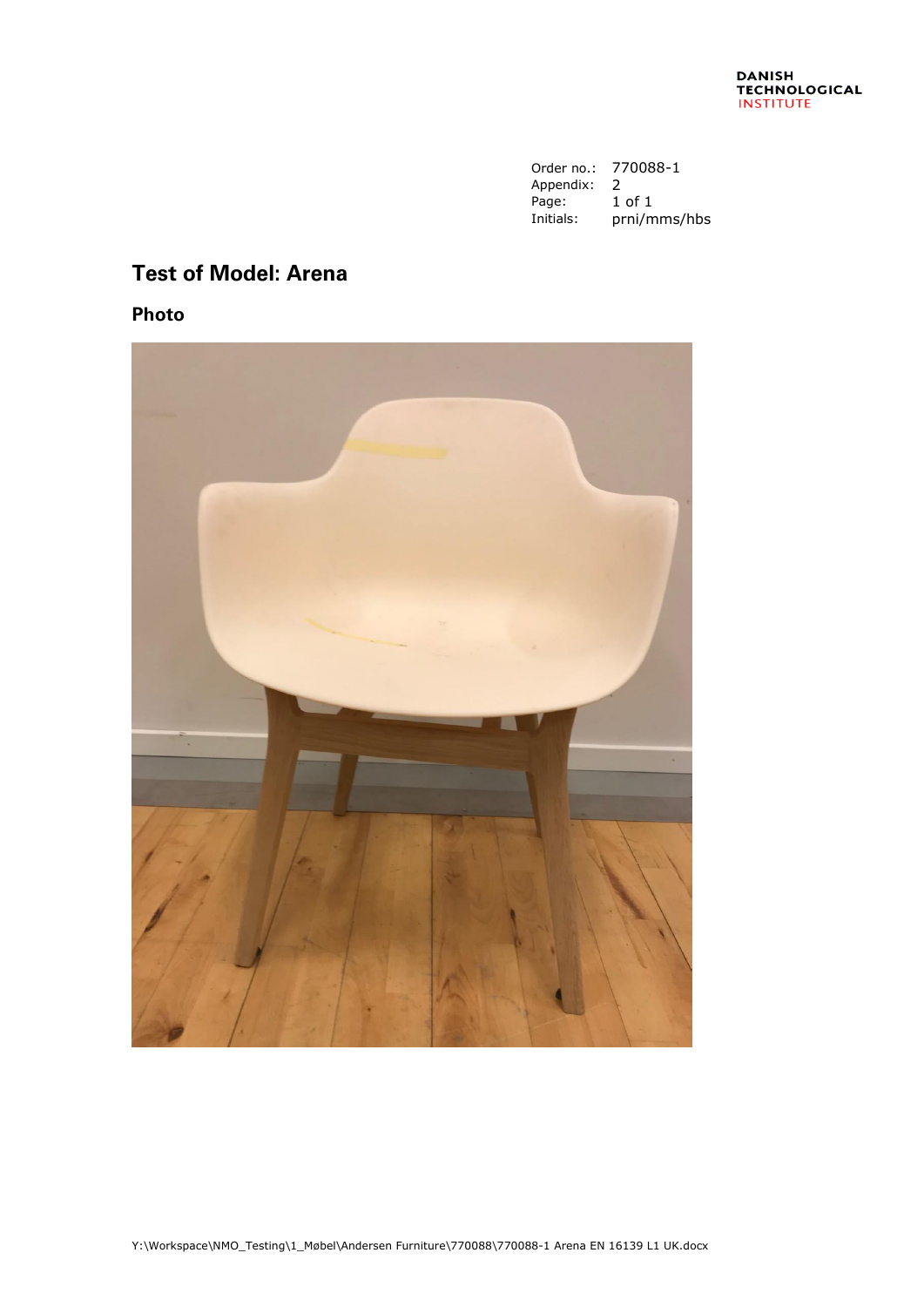Order no.: 770088-1
Appendix: 2
Initials: prni/mms/hbs

## Test of Model: Arena

### Photo